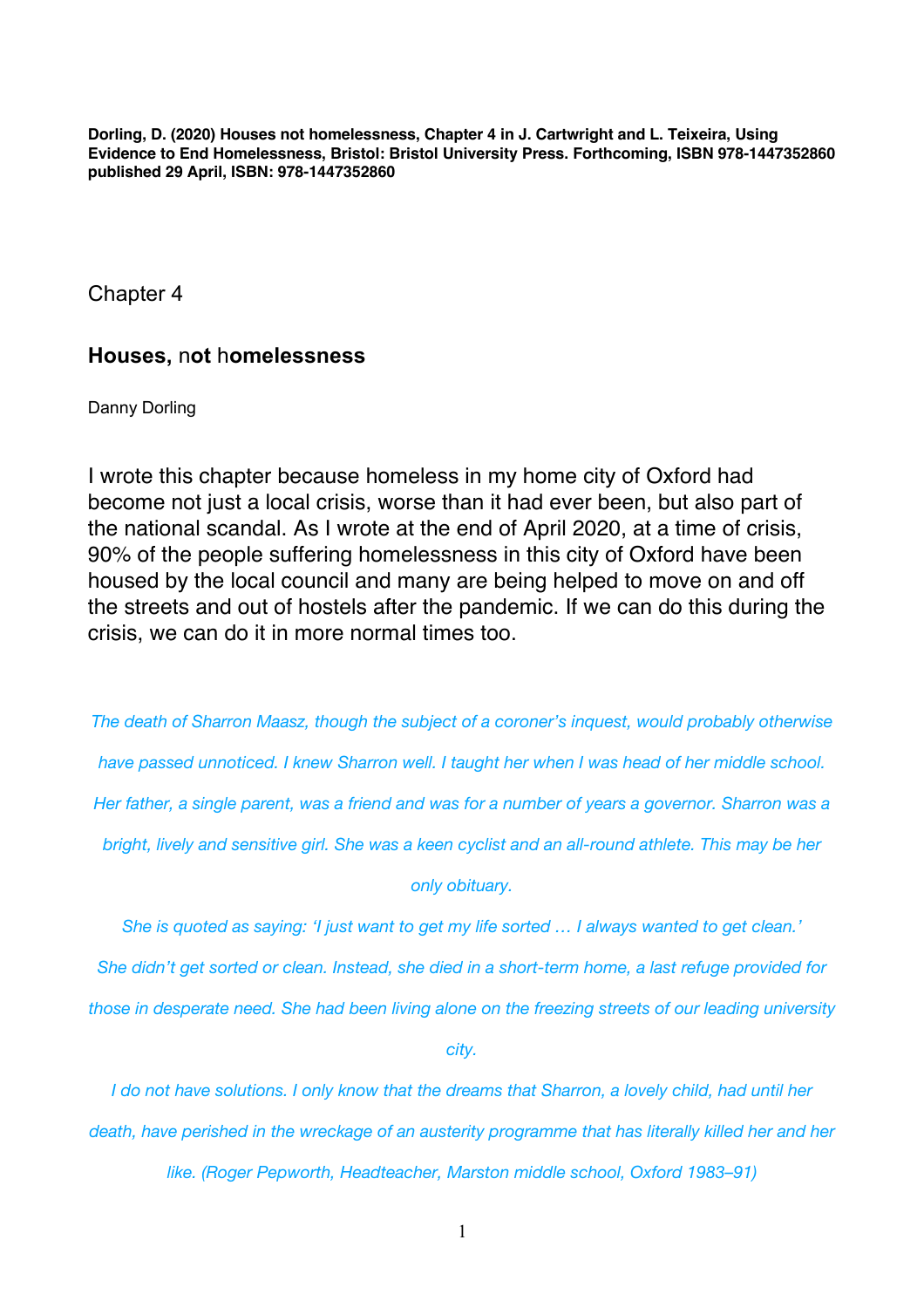**Dorling, D. (2020) Houses not homelessness, Chapter 4 in J. Cartwright and L. Teixeira, Using Evidence to End Homelessness, Bristol: Bristol University Press. Forthcoming, ISBN 978-1447352860 published 29 April, ISBN: 978-1447352860**

Chapter 4

## Houses, not homelessness

Danny Dorling

I wrote this chapter because homeless in my home city of Oxford had become not just a local crisis, worse than it had ever been, but also part of the national scandal. As I wrote at the end of April 2020, at a time of crisis, 90% of the people suffering homelessness in this city of Oxford have been housed by the local council and many are being helped to move on and off the streets and out of hostels after the pandemic. If we can do this during the crisis, we can do it in more normal times too.

*The death of Sharron Maasz, though the subject of a coroner's inquest, would probably otherwise have passed unnoticed. I knew Sharron well. I taught her when I was head of her middle school. Her father, a single parent, was a friend and was for a number of years a governor. Sharron was a bright, lively and sensitive girl. She was a keen cyclist and an all-round athlete. This may be her only obituary.*

*She is quoted as saying: 'I just want to get my life sorted … I always wanted to get clean.' She didn't get sorted or clean. Instead, she died in a short-term home, a last refuge provided for those in desperate need. She had been living alone on the freezing streets of our leading university city.*

*I do not have solutions. I only know that the dreams that Sharron, a lovely child, had until her death, have perished in the wreckage of an austerity programme that has literally killed her and her like. (Roger Pepworth, Headteacher, Marston middle school, Oxford 1983–91)*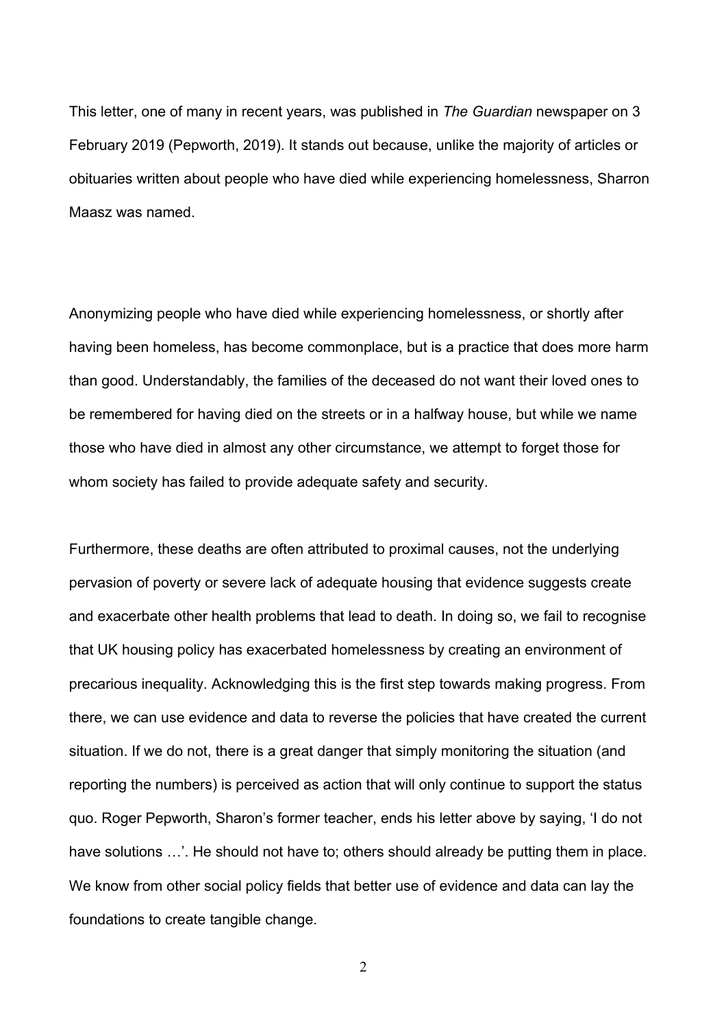This letter, one of many in recent years, was published in *The Guardian* newspaper on 3 February 2019 (Pepworth, 2019). It stands out because, unlike the majority of articles or obituaries written about people who have died while experiencing homelessness, Sharron Maasz was named.

Anonymizing people who have died while experiencing homelessness, or shortly after having been homeless, has become commonplace, but is a practice that does more harm than good. Understandably, the families of the deceased do not want their loved ones to be remembered for having died on the streets or in a halfway house, but while we name those who have died in almost any other circumstance, we attempt to forget those for whom society has failed to provide adequate safety and security.

Furthermore, these deaths are often attributed to proximal causes, not the underlying pervasion of poverty or severe lack of adequate housing that evidence suggests create and exacerbate other health problems that lead to death. In doing so, we fail to recognise that UK housing policy has exacerbated homelessness by creating an environment of precarious inequality. Acknowledging this is the first step towards making progress. From there, we can use evidence and data to reverse the policies that have created the current situation. If we do not, there is a great danger that simply monitoring the situation (and reporting the numbers) is perceived as action that will only continue to support the status quo. Roger Pepworth, Sharon's former teacher, ends his letter above by saying, 'I do not have solutions …'. He should not have to; others should already be putting them in place. We know from other social policy fields that better use of evidence and data can lay the foundations to create tangible change.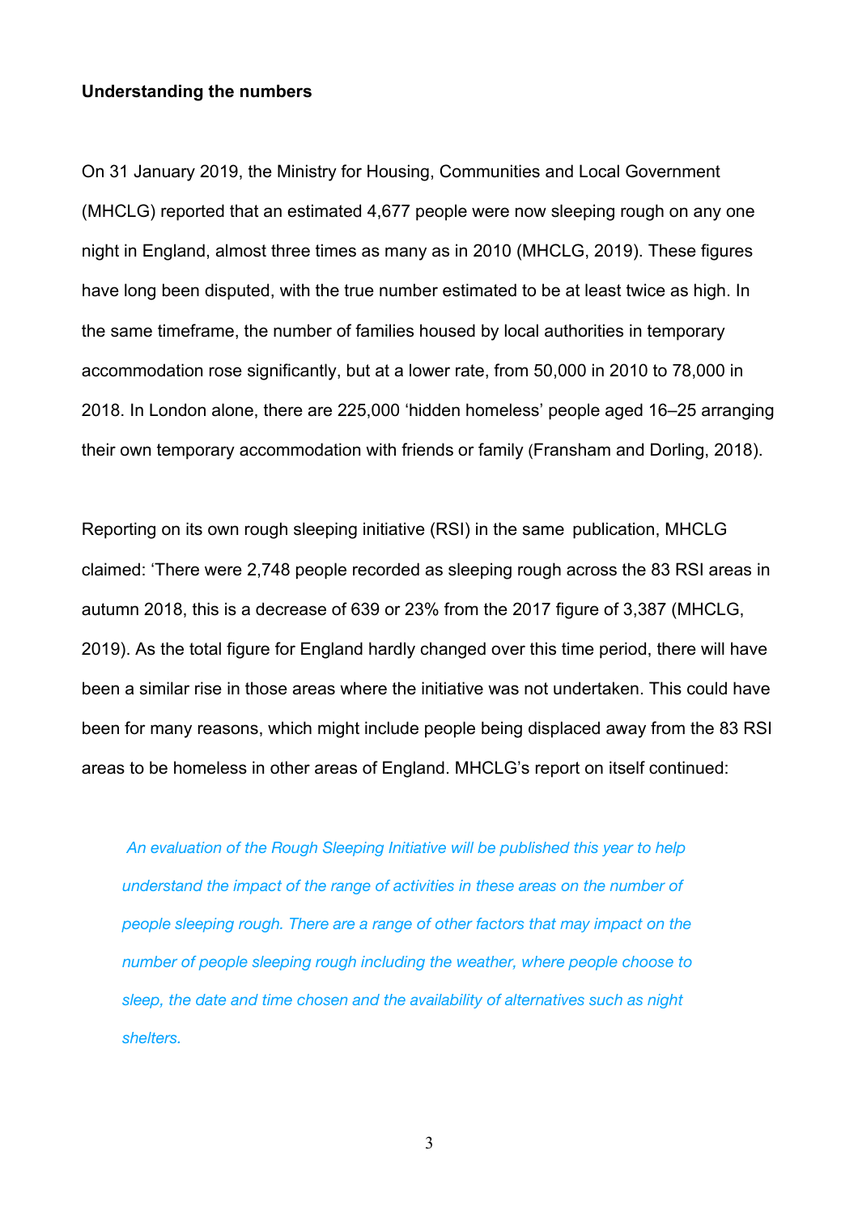**Understanding the numbers**

On 31 January 2019, the Ministry for Housing, Communities and Local Government (MHCLG) reported that an estimated 4,677 people were now sleeping rough on any one night in England, almost three times as many as in 2010 (MHCLG, 2019). These figures have long been disputed, with the true number estimated to be at least twice as high. In the same timeframe, the number of families housed by local authorities in temporary accommodation rose significantly, but at a lower rate, from 50,000 in 2010 to 78,000 in 2018. In London alone, there are 225,000 'hidden homeless' people aged 16–25 arranging their own temporary accommodation with friends or family (Fransham and Dorling, 2018).

Reporting on its own rough sleeping initiative (RSI) in the same publication, MHCLG claimed: 'There were 2,748 people recorded as sleeping rough across the 83 RSI areas in autumn 2018, this is a decrease of 639 or 23% from the 2017 figure of 3,387 (MHCLG, 2019). As the total figure for England hardly changed over this time period, there will have been a similar rise in those areas where the initiative was not undertaken. This could have been for many reasons, which might include people being displaced away from the 83 RSI areas to be homeless in other areas of England. MHCLG's report on itself continued:

> *An evaluation of the Rough Sleeping Initiative will be published this year to help understand the impact of the range of activities in these areas on the number of people sleeping rough. There are a range of other factors that may impact on the number of people sleeping rough including the weather, where people choose to sleep, the date and time chosen and the availability of alternatives such as night shelters.*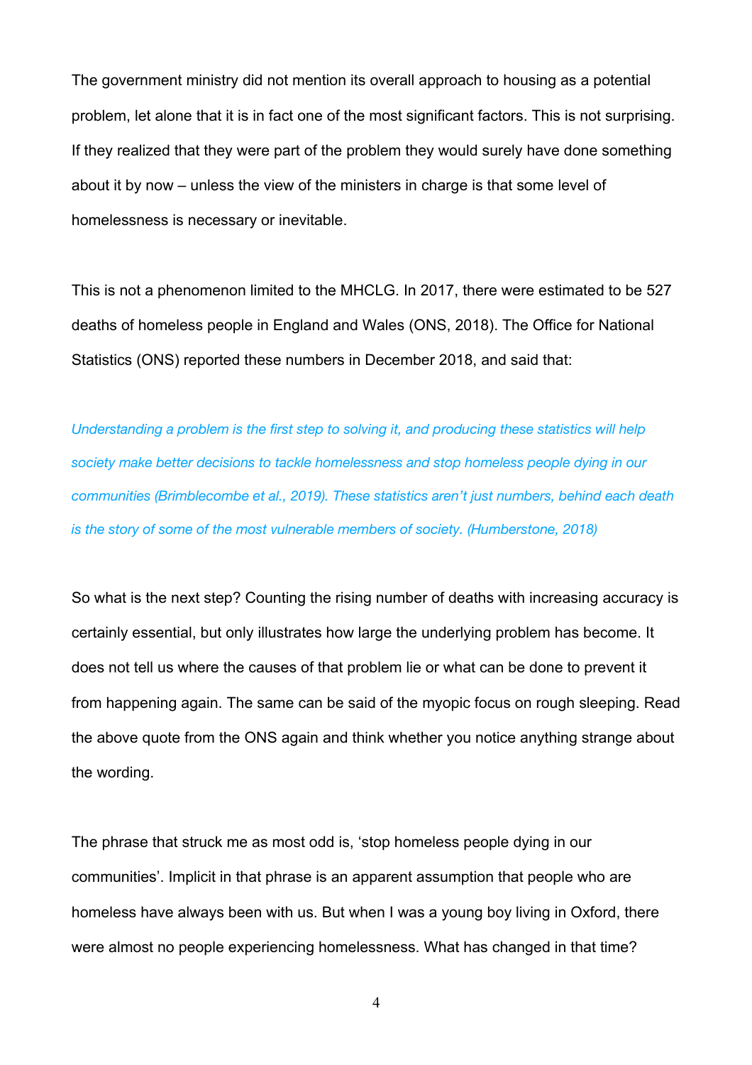The government ministry did not mention its overall approach to housing as a potential problem, let alone that it is in fact one of the most significant factors. This is not surprising. If they realized that they were part of the problem they would surely have done something about it by now – unless the view of the ministers in charge is that some level of homelessness is necessary or inevitable.

This is not a phenomenon limited to the MHCLG. In 2017, there were estimated to be 527 deaths of homeless people in England and Wales (ONS, 2018). The Office for National Statistics (ONS) reported these numbers in December 2018, and said that:

> *Understanding a problem is the first step to solving it, and producing these statistics will help society make better decisions to tackle homelessness and stop homeless people dying in our communities (Brimblecombe et al., 2019). These statistics aren't just numbers, behind each death is the story of some of the most vulnerable members of society. (Humberstone, 2018)*

So what is the next step? Counting the rising number of deaths with increasing accuracy is certainly essential, but only illustrates how large the underlying problem has become. It does not tell us where the causes of that problem lie or what can be done to prevent it from happening again. The same can be said of the myopic focus on rough sleeping. Read the above quote from the ONS again and think whether you notice anything strange about the wording.

The phrase that struck me as most odd is, 'stop homeless people dying in our communities'. Implicit in that phrase is an apparent assumption that people who are homeless have always been with us. But when I was a young boy living in Oxford, there were almost no people experiencing homelessness. What has changed in that time?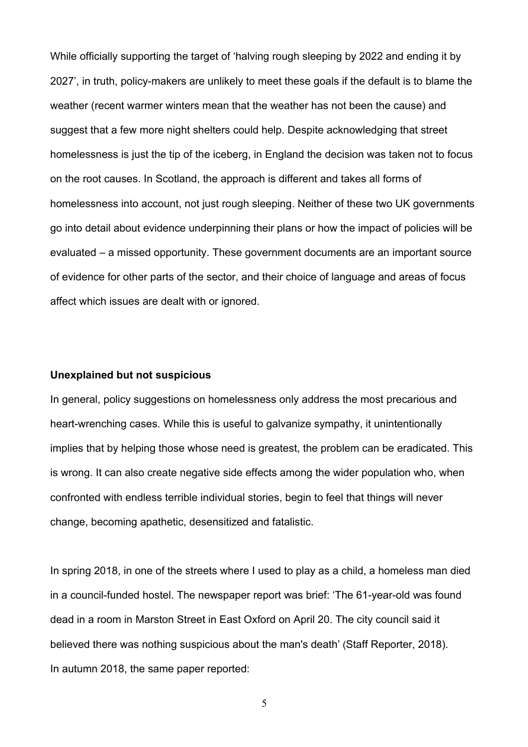While officially supporting the target of 'halving rough sleeping by 2022 and ending it by 2027', in truth, policy-makers are unlikely to meet these goals if the default is to blame the weather (recent warmer winters mean that the weather has not been the cause) and suggest that a few more night shelters could help. Despite acknowledging that street homelessness is just the tip of the iceberg, in England the decision was taken not to focus on the root causes. In Scotland, the approach is different and takes all forms of homelessness into account, not just rough sleeping. Neither of these two UK governments go into detail about evidence underpinning their plans or how the impact of policies will be evaluated – a missed opportunity. These government documents are an important source of evidence for other parts of the sector, and their choice of language and areas of focus affect which issues are dealt with or ignored.

**Unexplained but not suspicious**

In general, policy suggestions on homelessness only address the most precarious and heart-wrenching cases. While this is useful to galvanize sympathy, it unintentionally implies that by helping those whose need is greatest, the problem can be eradicated. This is wrong. It can also create negative side effects among the wider population who, when confronted with endless terrible individual stories, begin to feel that things will never change, becoming apathetic, desensitized and fatalistic.

In spring 2018, in one of the streets where I used to play as a child, a homeless man died in a council-funded hostel. The newspaper report was brief: 'The 61-year-old was found dead in a room in Marston Street in East Oxford on April 20. The city council said it believed there was nothing suspicious about the man's death' (Staff Reporter, 2018).
In autumn 2018, the same paper reported: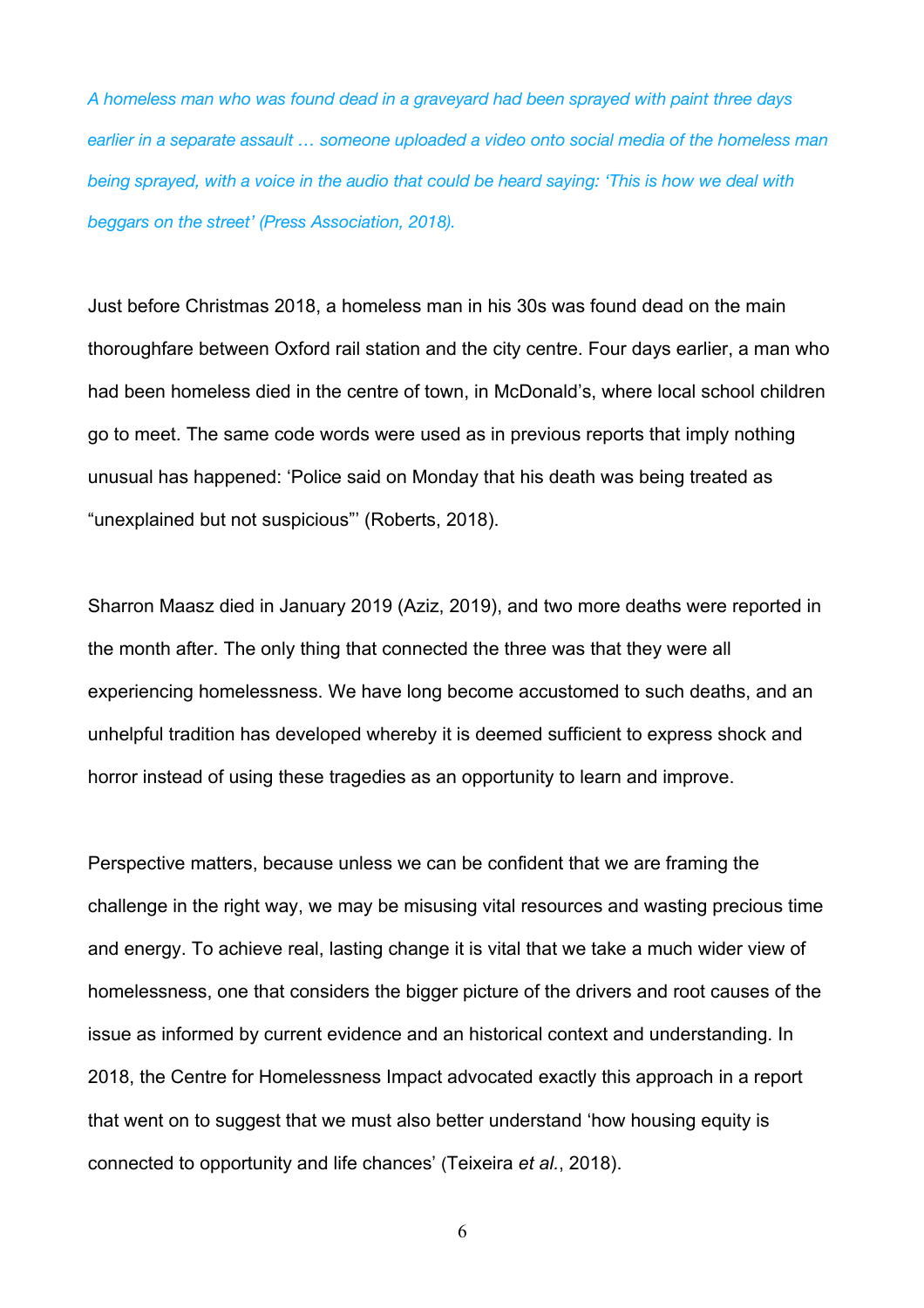*A homeless man who was found dead in a graveyard had been sprayed with paint three days earlier in a separate assault … someone uploaded a video onto social media of the homeless man being sprayed, with a voice in the audio that could be heard saying: 'This is how we deal with beggars on the street' (Press Association, 2018).*

Just before Christmas 2018, a homeless man in his 30s was found dead on the main thoroughfare between Oxford rail station and the city centre. Four days earlier, a man who had been homeless died in the centre of town, in McDonald's, where local school children go to meet. The same code words were used as in previous reports that imply nothing unusual has happened: 'Police said on Monday that his death was being treated as "unexplained but not suspicious"' (Roberts, 2018).

Sharron Maasz died in January 2019 (Aziz, 2019), and two more deaths were reported in the month after. The only thing that connected the three was that they were all experiencing homelessness. We have long become accustomed to such deaths, and an unhelpful tradition has developed whereby it is deemed sufficient to express shock and horror instead of using these tragedies as an opportunity to learn and improve.

Perspective matters, because unless we can be confident that we are framing the challenge in the right way, we may be misusing vital resources and wasting precious time and energy. To achieve real, lasting change it is vital that we take a much wider view of homelessness, one that considers the bigger picture of the drivers and root causes of the issue as informed by current evidence and an historical context and understanding. In 2018, the Centre for Homelessness Impact advocated exactly this approach in a report that went on to suggest that we must also better understand 'how housing equity is connected to opportunity and life chances' (Teixeira *et al.*, 2018).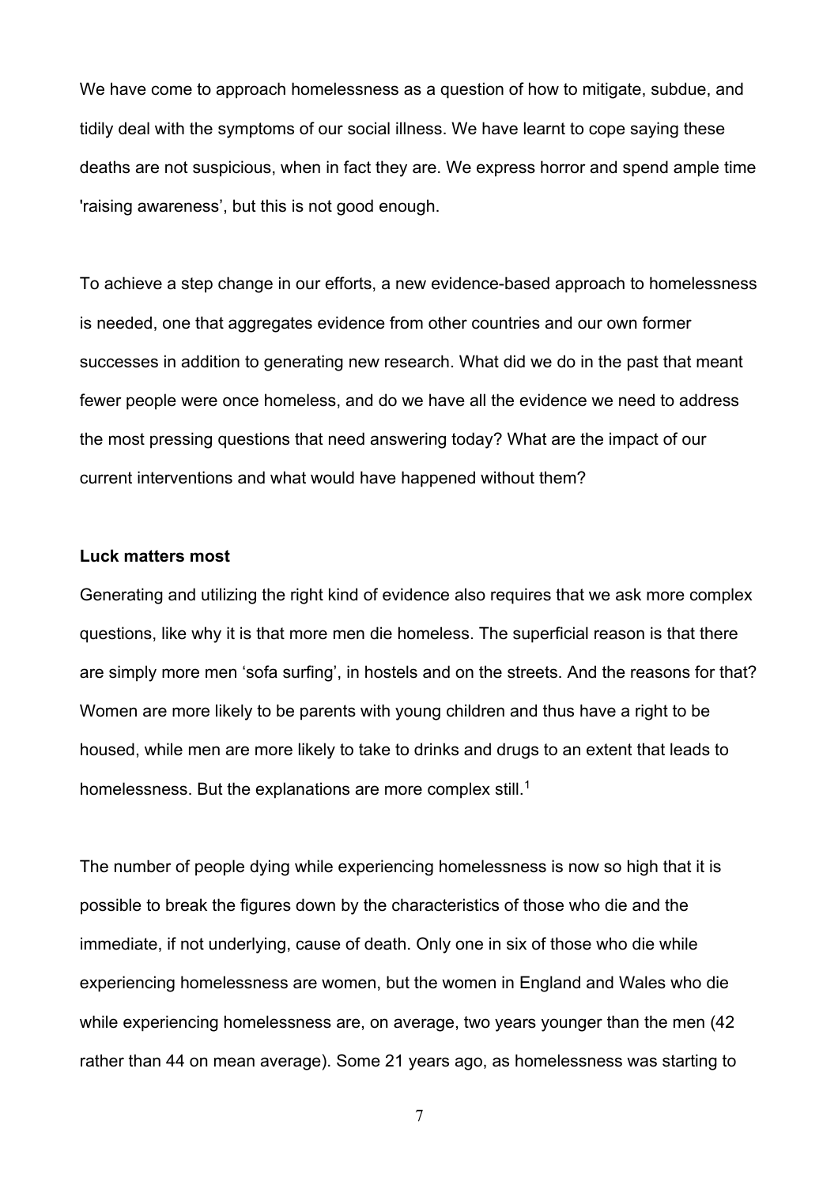We have come to approach homelessness as a question of how to mitigate, subdue, and tidily deal with the symptoms of our social illness. We have learnt to cope saying these deaths are not suspicious, when in fact they are. We express horror and spend ample time 'raising awareness', but this is not good enough.

To achieve a step change in our efforts, a new evidence-based approach to homelessness is needed, one that aggregates evidence from other countries and our own former successes in addition to generating new research. What did we do in the past that meant fewer people were once homeless, and do we have all the evidence we need to address the most pressing questions that need answering today? What are the impact of our current interventions and what would have happened without them?

**Luck matters most**

Generating and utilizing the right kind of evidence also requires that we ask more complex questions, like why it is that more men die homeless. The superficial reason is that there are simply more men 'sofa surfing', in hostels and on the streets. And the reasons for that? Women are more likely to be parents with young children and thus have a right to be housed, while men are more likely to take to drinks and drugs to an extent that leads to homelessness. But the explanations are more complex still.[1]

The number of people dying while experiencing homelessness is now so high that it is possible to break the figures down by the characteristics of those who die and the immediate, if not underlying, cause of death. Only one in six of those who die while experiencing homelessness are women, but the women in England and Wales who die while experiencing homelessness are, on average, two years younger than the men (42 rather than 44 on mean average). Some 21 years ago, as homelessness was starting to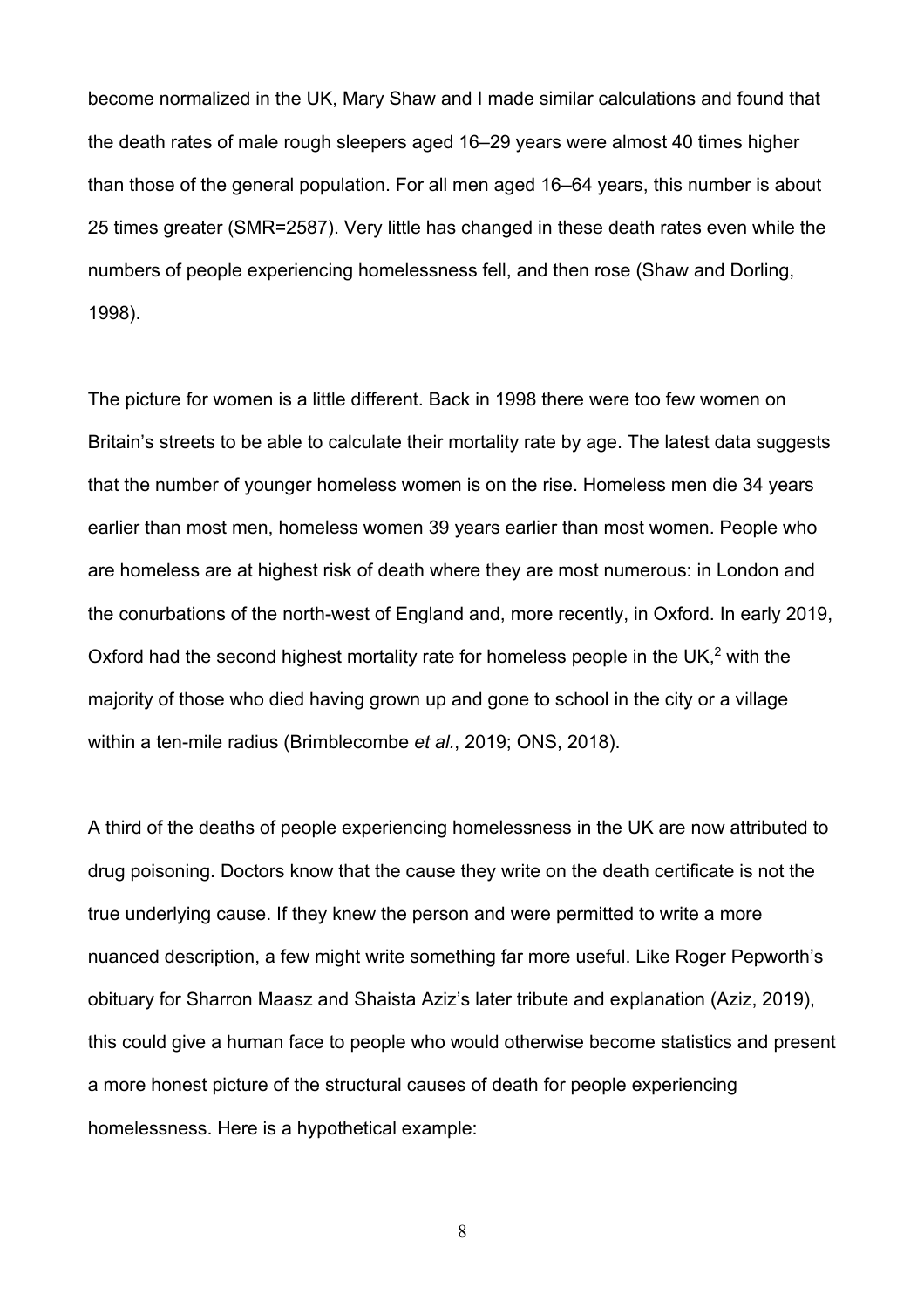become normalized in the UK, Mary Shaw and I made similar calculations and found that the death rates of male rough sleepers aged 16–29 years were almost 40 times higher than those of the general population. For all men aged 16–64 years, this number is about 25 times greater (SMR=2587). Very little has changed in these death rates even while the numbers of people experiencing homelessness fell, and then rose (Shaw and Dorling, 1998).

The picture for women is a little different. Back in 1998 there were too few women on Britain's streets to be able to calculate their mortality rate by age. The latest data suggests that the number of younger homeless women is on the rise. Homeless men die 34 years earlier than most men, homeless women 39 years earlier than most women. People who are homeless are at highest risk of death where they are most numerous: in London and the conurbations of the north-west of England and, more recently, in Oxford. In early 2019, Oxford had the second highest mortality rate for homeless people in the UK,[2] with the majority of those who died having grown up and gone to school in the city or a village within a ten-mile radius (Brimblecombe *et al.*, 2019; ONS, 2018).

A third of the deaths of people experiencing homelessness in the UK are now attributed to drug poisoning. Doctors know that the cause they write on the death certificate is not the true underlying cause. If they knew the person and were permitted to write a more nuanced description, a few might write something far more useful. Like Roger Pepworth's obituary for Sharron Maasz and Shaista Aziz's later tribute and explanation (Aziz, 2019), this could give a human face to people who would otherwise become statistics and present a more honest picture of the structural causes of death for people experiencing homelessness. Here is a hypothetical example: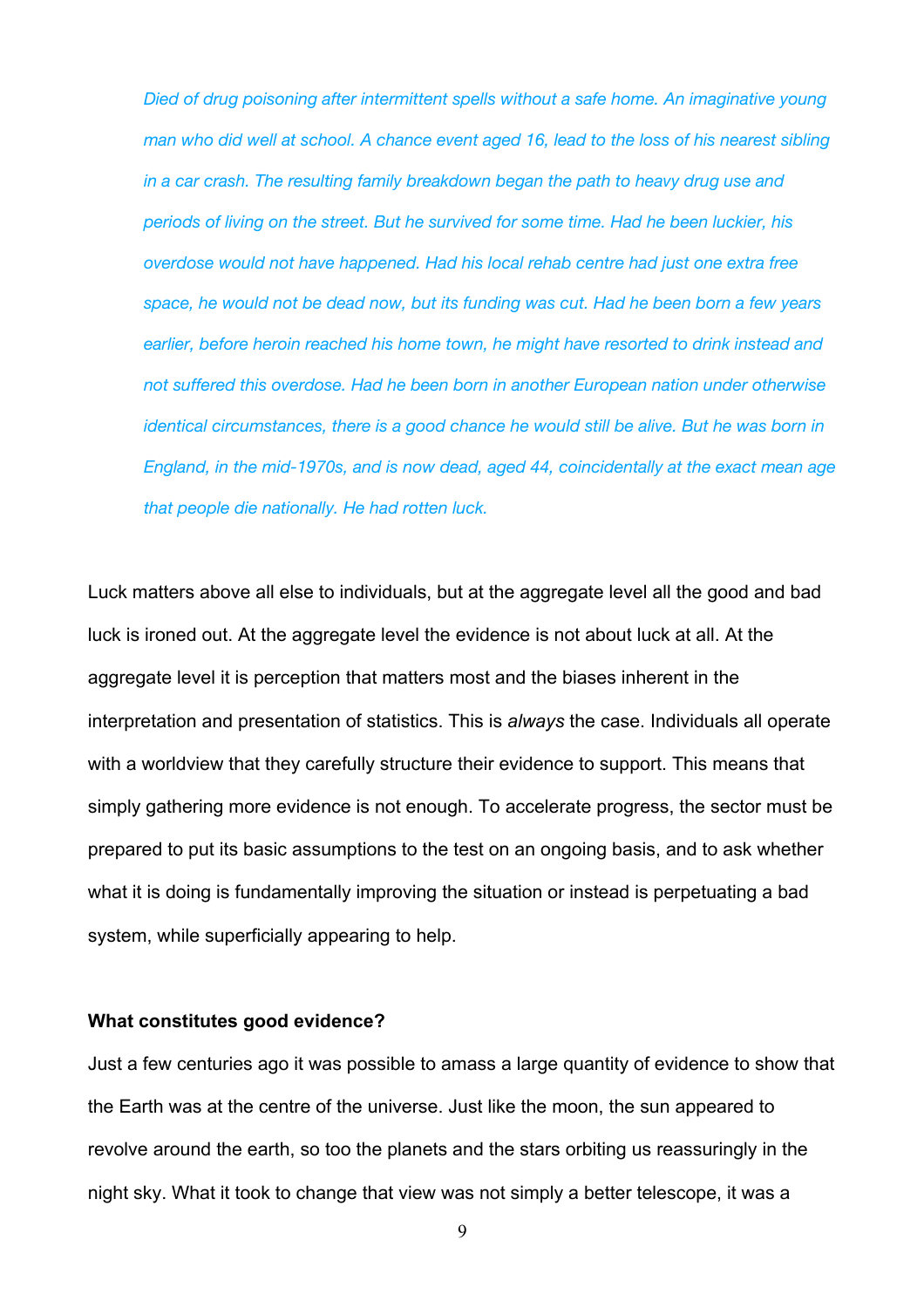*Died of drug poisoning after intermittent spells without a safe home. An imaginative young man who did well at school. A chance event aged 16, lead to the loss of his nearest sibling in a car crash. The resulting family breakdown began the path to heavy drug use and periods of living on the street. But he survived for some time. Had he been luckier, his overdose would not have happened. Had his local rehab centre had just one extra free space, he would not be dead now, but its funding was cut. Had he been born a few years earlier, before heroin reached his home town, he might have resorted to drink instead and not suffered this overdose. Had he been born in another European nation under otherwise identical circumstances, there is a good chance he would still be alive. But he was born in England, in the mid-1970s, and is now dead, aged 44, coincidentally at the exact mean age that people die nationally. He had rotten luck.*

Luck matters above all else to individuals, but at the aggregate level all the good and bad luck is ironed out. At the aggregate level the evidence is not about luck at all. At the aggregate level it is perception that matters most and the biases inherent in the interpretation and presentation of statistics. This is *always* the case. Individuals all operate with a worldview that they carefully structure their evidence to support. This means that simply gathering more evidence is not enough. To accelerate progress, the sector must be prepared to put its basic assumptions to the test on an ongoing basis, and to ask whether what it is doing is fundamentally improving the situation or instead is perpetuating a bad system, while superficially appearing to help.

**What constitutes good evidence?**

Just a few centuries ago it was possible to amass a large quantity of evidence to show that the Earth was at the centre of the universe. Just like the moon, the sun appeared to revolve around the earth, so too the planets and the stars orbiting us reassuringly in the night sky. What it took to change that view was not simply a better telescope, it was a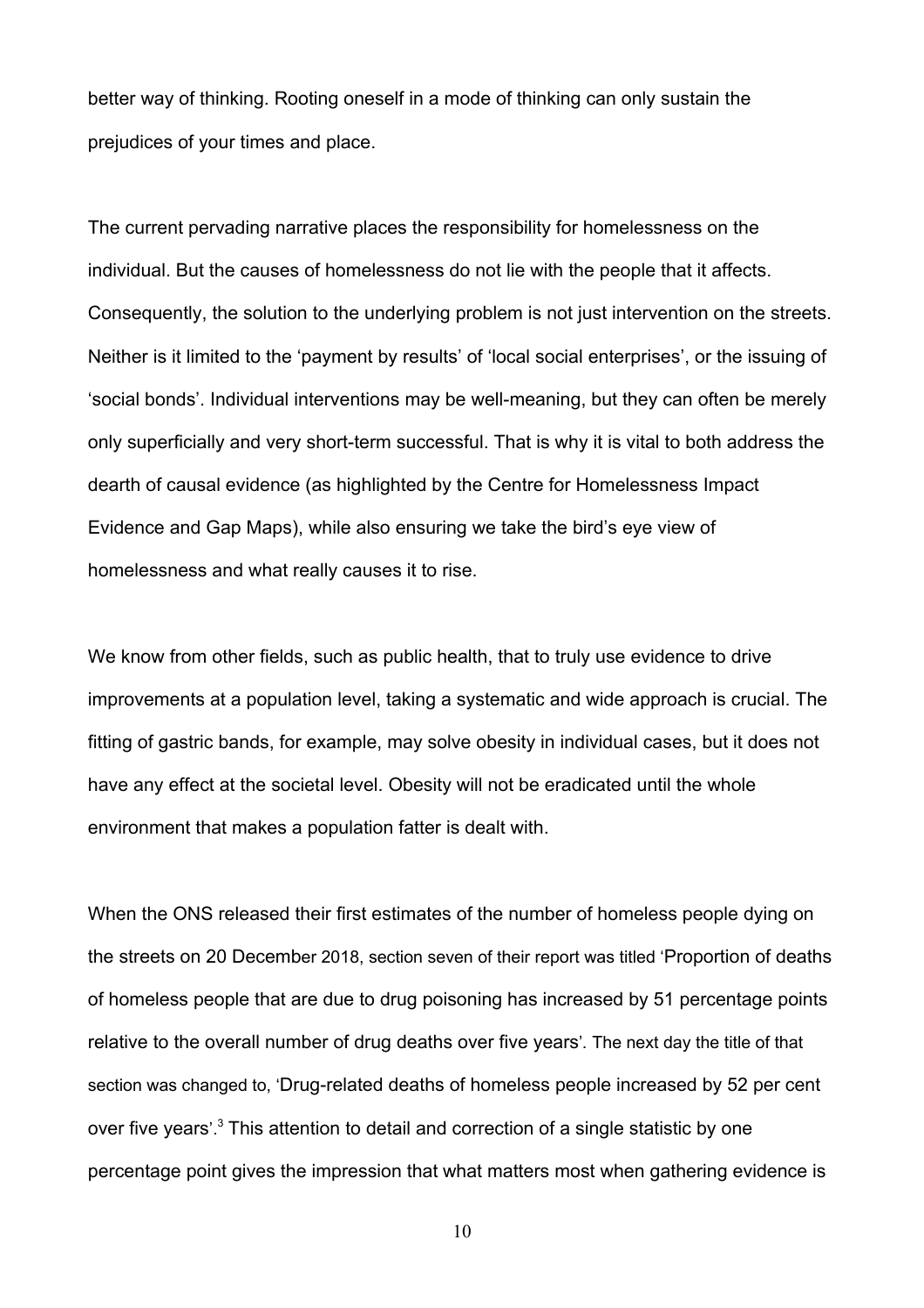better way of thinking. Rooting oneself in a mode of thinking can only sustain the prejudices of your times and place.

The current pervading narrative places the responsibility for homelessness on the individual. But the causes of homelessness do not lie with the people that it affects. Consequently, the solution to the underlying problem is not just intervention on the streets. Neither is it limited to the 'payment by results' of 'local social enterprises', or the issuing of 'social bonds'. Individual interventions may be well-meaning, but they can often be merely only superficially and very short-term successful. That is why it is vital to both address the dearth of causal evidence (as highlighted by the Centre for Homelessness Impact Evidence and Gap Maps), while also ensuring we take the bird's eye view of homelessness and what really causes it to rise.

We know from other fields, such as public health, that to truly use evidence to drive improvements at a population level, taking a systematic and wide approach is crucial. The fitting of gastric bands, for example, may solve obesity in individual cases, but it does not have any effect at the societal level. Obesity will not be eradicated until the whole environment that makes a population fatter is dealt with.

When the ONS released their first estimates of the number of homeless people dying on the streets on 20 December 2018, section seven of their report was titled 'Proportion of deaths of homeless people that are due to drug poisoning has increased by 51 percentage points relative to the overall number of drug deaths over five years'. The next day the title of that section was changed to, 'Drug-related deaths of homeless people increased by 52 per cent over five years'.[3] This attention to detail and correction of a single statistic by one percentage point gives the impression that what matters most when gathering evidence is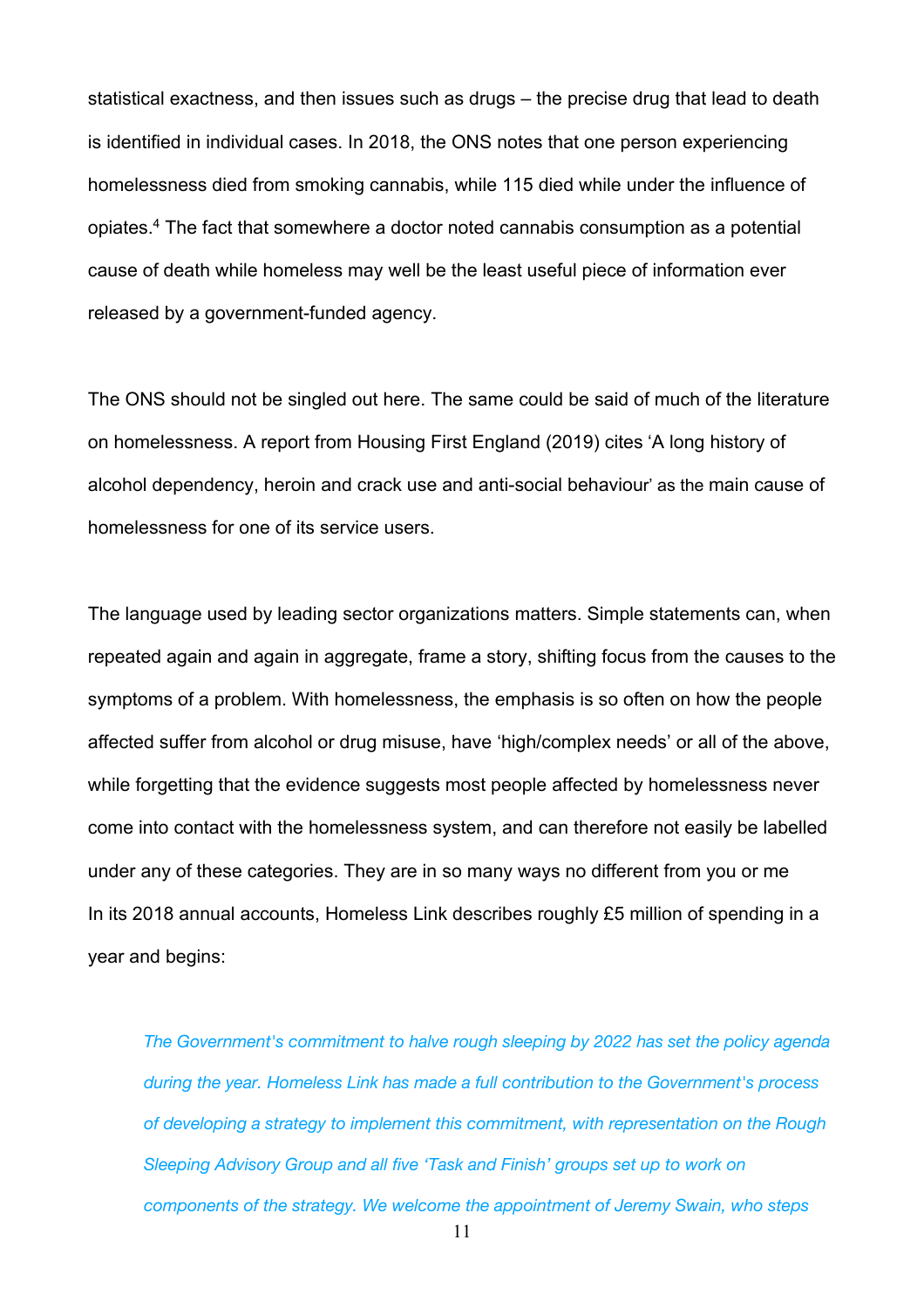statistical exactness, and then issues such as drugs – the precise drug that lead to death is identified in individual cases. In 2018, the ONS notes that one person experiencing homelessness died from smoking cannabis, while 115 died while under the influence of opiates.[4] The fact that somewhere a doctor noted cannabis consumption as a potential cause of death while homeless may well be the least useful piece of information ever released by a government-funded agency.

The ONS should not be singled out here. The same could be said of much of the literature on homelessness. A report from Housing First England (2019) cites 'A long history of alcohol dependency, heroin and crack use and anti-social behaviour' as the main cause of homelessness for one of its service users.

The language used by leading sector organizations matters. Simple statements can, when repeated again and again in aggregate, frame a story, shifting focus from the causes to the symptoms of a problem. With homelessness, the emphasis is so often on how the people affected suffer from alcohol or drug misuse, have 'high/complex needs' or all of the above, while forgetting that the evidence suggests most people affected by homelessness never come into contact with the homelessness system, and can therefore not easily be labelled under any of these categories. They are in so many ways no different from you or me
In its 2018 annual accounts, Homeless Link describes roughly £5 million of spending in a year and begins:

> *The Government's commitment to halve rough sleeping by 2022 has set the policy agenda during the year. Homeless Link has made a full contribution to the Government's process of developing a strategy to implement this commitment, with representation on the Rough Sleeping Advisory Group and all five 'Task and Finish' groups set up to work on components of the strategy. We welcome the appointment of Jeremy Swain, who steps*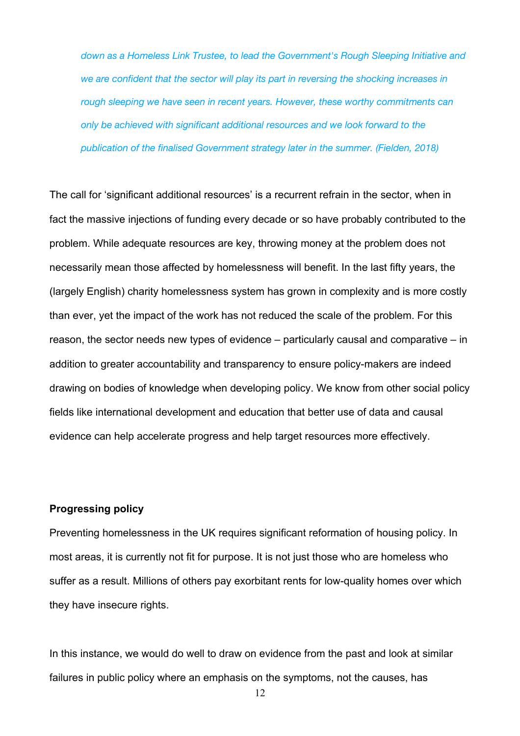> *down as a Homeless Link Trustee, to lead the Government's Rough Sleeping Initiative and we are confident that the sector will play its part in reversing the shocking increases in rough sleeping we have seen in recent years. However, these worthy commitments can only be achieved with significant additional resources and we look forward to the publication of the finalised Government strategy later in the summer. (Fielden, 2018)*

The call for 'significant additional resources' is a recurrent refrain in the sector, when in fact the massive injections of funding every decade or so have probably contributed to the problem. While adequate resources are key, throwing money at the problem does not necessarily mean those affected by homelessness will benefit. In the last fifty years, the (largely English) charity homelessness system has grown in complexity and is more costly than ever, yet the impact of the work has not reduced the scale of the problem. For this reason, the sector needs new types of evidence – particularly causal and comparative – in addition to greater accountability and transparency to ensure policy-makers are indeed drawing on bodies of knowledge when developing policy. We know from other social policy fields like international development and education that better use of data and causal evidence can help accelerate progress and help target resources more effectively.

**Progressing policy**

Preventing homelessness in the UK requires significant reformation of housing policy. In most areas, it is currently not fit for purpose. It is not just those who are homeless who suffer as a result. Millions of others pay exorbitant rents for low-quality homes over which they have insecure rights.

In this instance, we would do well to draw on evidence from the past and look at similar failures in public policy where an emphasis on the symptoms, not the causes, has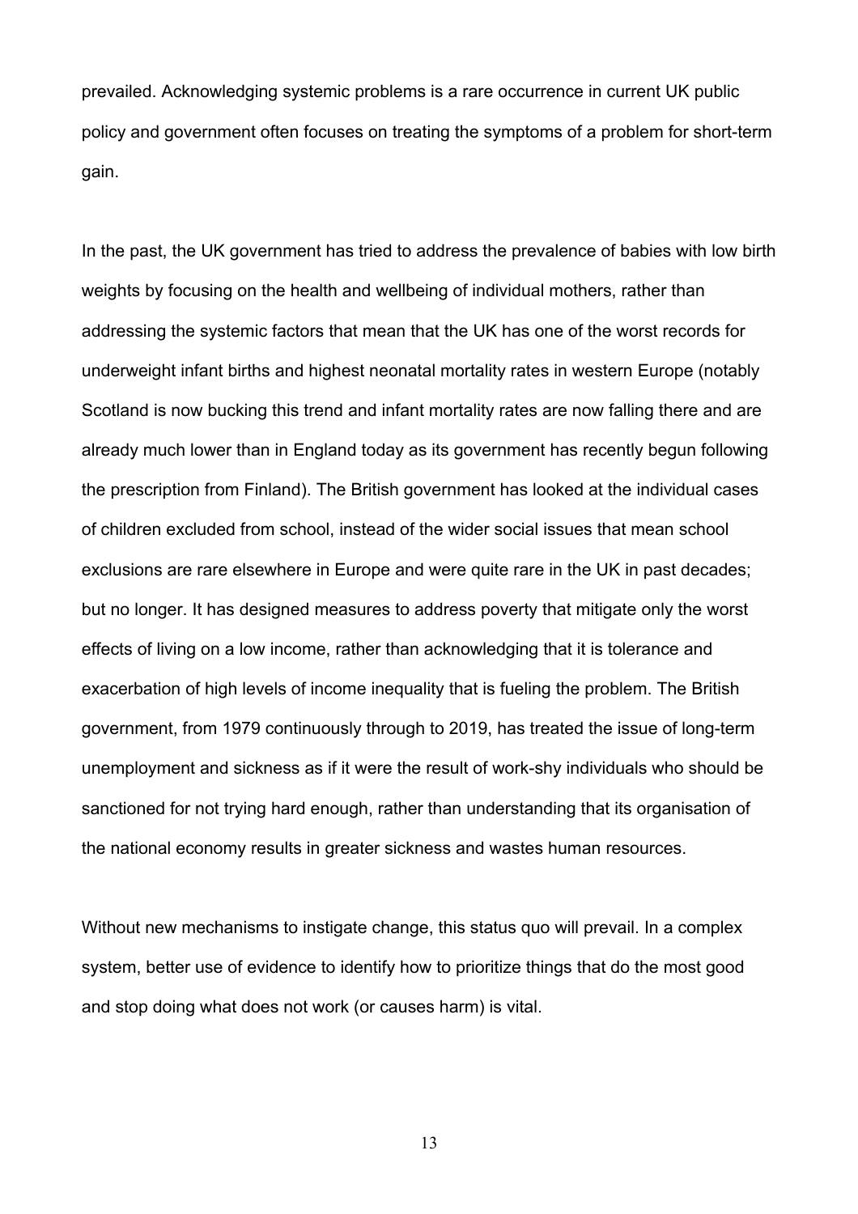prevailed. Acknowledging systemic problems is a rare occurrence in current UK public policy and government often focuses on treating the symptoms of a problem for short-term gain.

In the past, the UK government has tried to address the prevalence of babies with low birth weights by focusing on the health and wellbeing of individual mothers, rather than addressing the systemic factors that mean that the UK has one of the worst records for underweight infant births and highest neonatal mortality rates in western Europe (notably Scotland is now bucking this trend and infant mortality rates are now falling there and are already much lower than in England today as its government has recently begun following the prescription from Finland). The British government has looked at the individual cases of children excluded from school, instead of the wider social issues that mean school exclusions are rare elsewhere in Europe and were quite rare in the UK in past decades; but no longer. It has designed measures to address poverty that mitigate only the worst effects of living on a low income, rather than acknowledging that it is tolerance and exacerbation of high levels of income inequality that is fueling the problem. The British government, from 1979 continuously through to 2019, has treated the issue of long-term unemployment and sickness as if it were the result of work-shy individuals who should be sanctioned for not trying hard enough, rather than understanding that its organisation of the national economy results in greater sickness and wastes human resources.

Without new mechanisms to instigate change, this status quo will prevail. In a complex system, better use of evidence to identify how to prioritize things that do the most good and stop doing what does not work (or causes harm) is vital.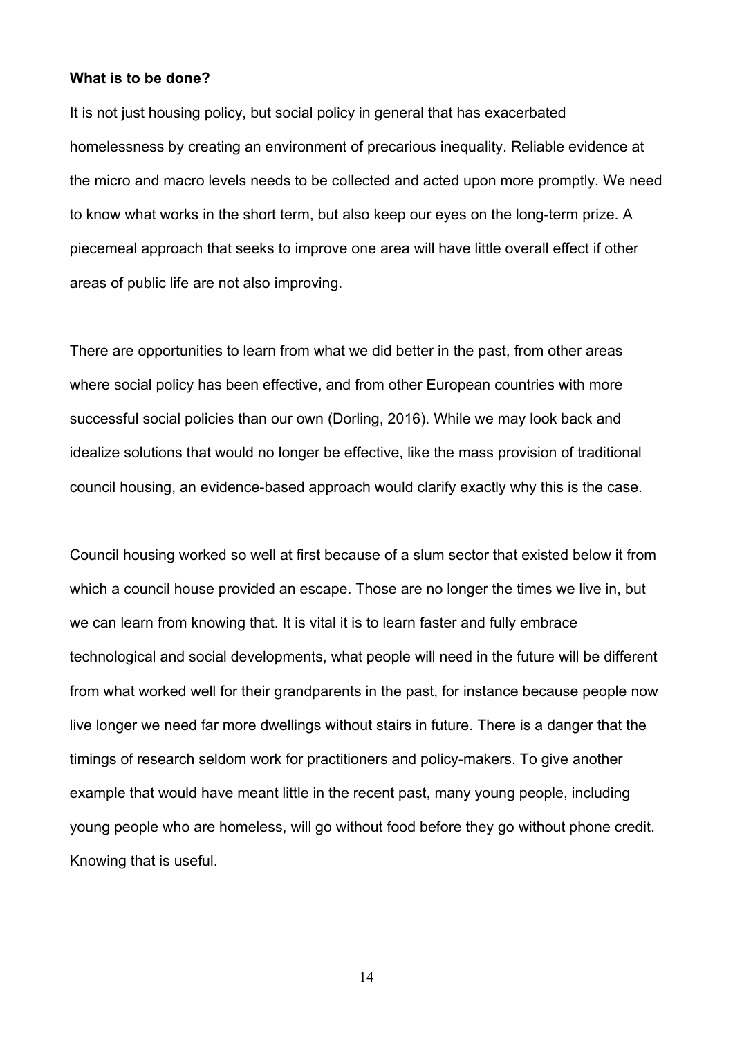**What is to be done?**

It is not just housing policy, but social policy in general that has exacerbated homelessness by creating an environment of precarious inequality. Reliable evidence at the micro and macro levels needs to be collected and acted upon more promptly. We need to know what works in the short term, but also keep our eyes on the long-term prize. A piecemeal approach that seeks to improve one area will have little overall effect if other areas of public life are not also improving.

There are opportunities to learn from what we did better in the past, from other areas where social policy has been effective, and from other European countries with more successful social policies than our own (Dorling, 2016). While we may look back and idealize solutions that would no longer be effective, like the mass provision of traditional council housing, an evidence-based approach would clarify exactly why this is the case.

Council housing worked so well at first because of a slum sector that existed below it from which a council house provided an escape. Those are no longer the times we live in, but we can learn from knowing that. It is vital it is to learn faster and fully embrace technological and social developments, what people will need in the future will be different from what worked well for their grandparents in the past, for instance because people now live longer we need far more dwellings without stairs in future. There is a danger that the timings of research seldom work for practitioners and policy-makers. To give another example that would have meant little in the recent past, many young people, including young people who are homeless, will go without food before they go without phone credit. Knowing that is useful.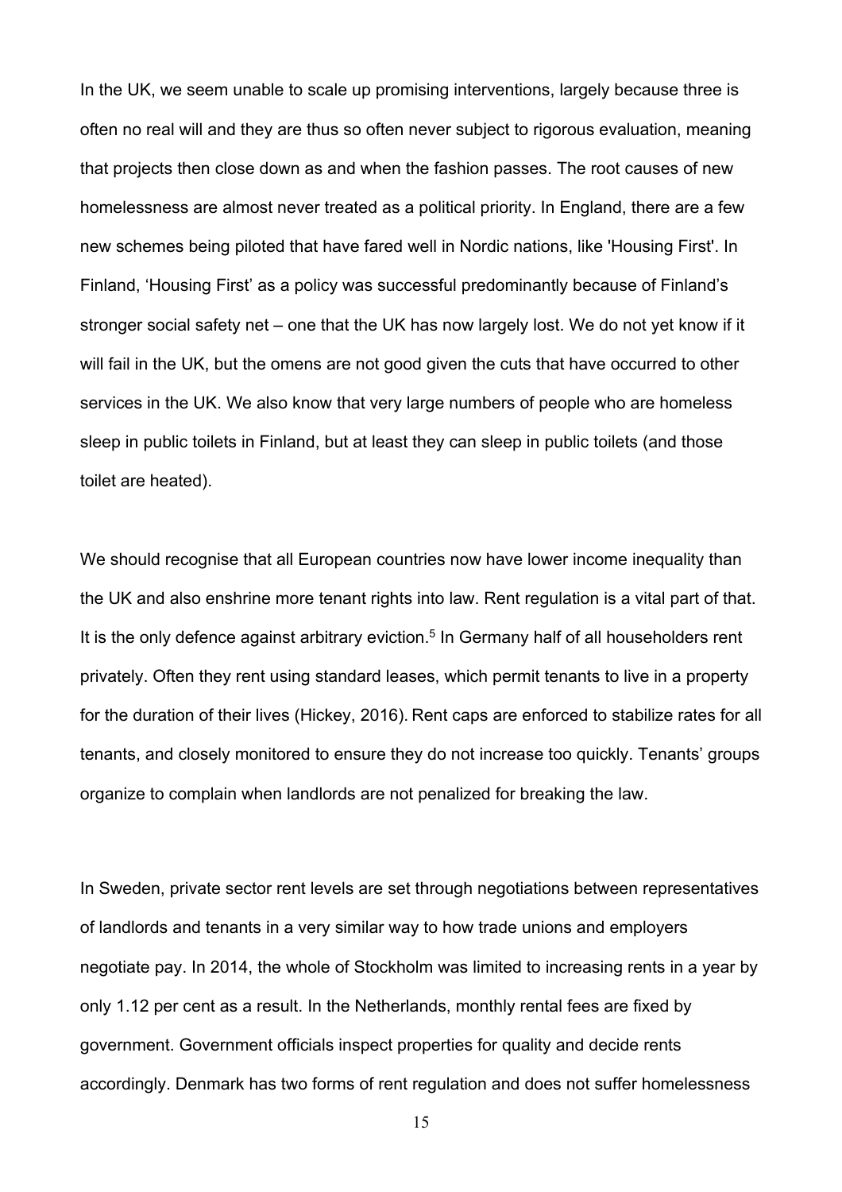In the UK, we seem unable to scale up promising interventions, largely because three is often no real will and they are thus so often never subject to rigorous evaluation, meaning that projects then close down as and when the fashion passes. The root causes of new homelessness are almost never treated as a political priority. In England, there are a few new schemes being piloted that have fared well in Nordic nations, like 'Housing First'. In Finland, 'Housing First' as a policy was successful predominantly because of Finland's stronger social safety net – one that the UK has now largely lost. We do not yet know if it will fail in the UK, but the omens are not good given the cuts that have occurred to other services in the UK. We also know that very large numbers of people who are homeless sleep in public toilets in Finland, but at least they can sleep in public toilets (and those toilet are heated).

We should recognise that all European countries now have lower income inequality than the UK and also enshrine more tenant rights into law. Rent regulation is a vital part of that. It is the only defence against arbitrary eviction.[5] In Germany half of all householders rent privately. Often they rent using standard leases, which permit tenants to live in a property for the duration of their lives (Hickey, 2016). Rent caps are enforced to stabilize rates for all tenants, and closely monitored to ensure they do not increase too quickly. Tenants' groups organize to complain when landlords are not penalized for breaking the law.

In Sweden, private sector rent levels are set through negotiations between representatives of landlords and tenants in a very similar way to how trade unions and employers negotiate pay. In 2014, the whole of Stockholm was limited to increasing rents in a year by only 1.12 per cent as a result. In the Netherlands, monthly rental fees are fixed by government. Government officials inspect properties for quality and decide rents accordingly. Denmark has two forms of rent regulation and does not suffer homelessness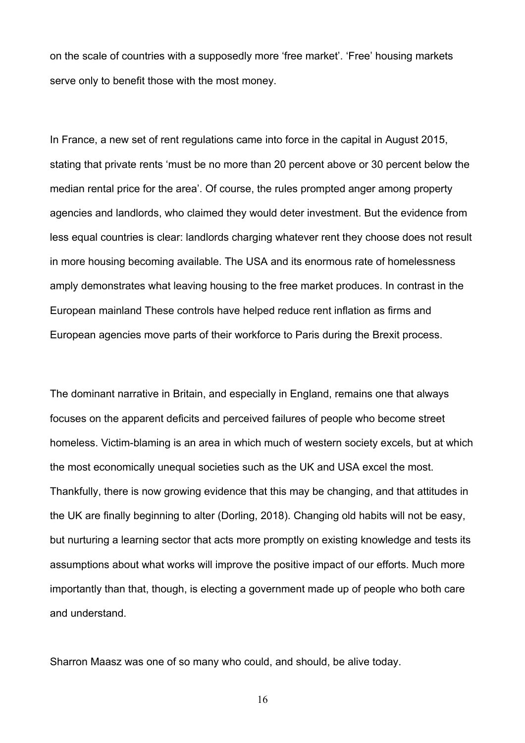on the scale of countries with a supposedly more 'free market'. 'Free' housing markets serve only to benefit those with the most money.

In France, a new set of rent regulations came into force in the capital in August 2015, stating that private rents 'must be no more than 20 percent above or 30 percent below the median rental price for the area'. Of course, the rules prompted anger among property agencies and landlords, who claimed they would deter investment. But the evidence from less equal countries is clear: landlords charging whatever rent they choose does not result in more housing becoming available. The USA and its enormous rate of homelessness amply demonstrates what leaving housing to the free market produces. In contrast in the European mainland These controls have helped reduce rent inflation as firms and European agencies move parts of their workforce to Paris during the Brexit process.

The dominant narrative in Britain, and especially in England, remains one that always focuses on the apparent deficits and perceived failures of people who become street homeless. Victim-blaming is an area in which much of western society excels, but at which the most economically unequal societies such as the UK and USA excel the most. Thankfully, there is now growing evidence that this may be changing, and that attitudes in the UK are finally beginning to alter (Dorling, 2018). Changing old habits will not be easy, but nurturing a learning sector that acts more promptly on existing knowledge and tests its assumptions about what works will improve the positive impact of our efforts. Much more importantly than that, though, is electing a government made up of people who both care and understand.

Sharron Maasz was one of so many who could, and should, be alive today.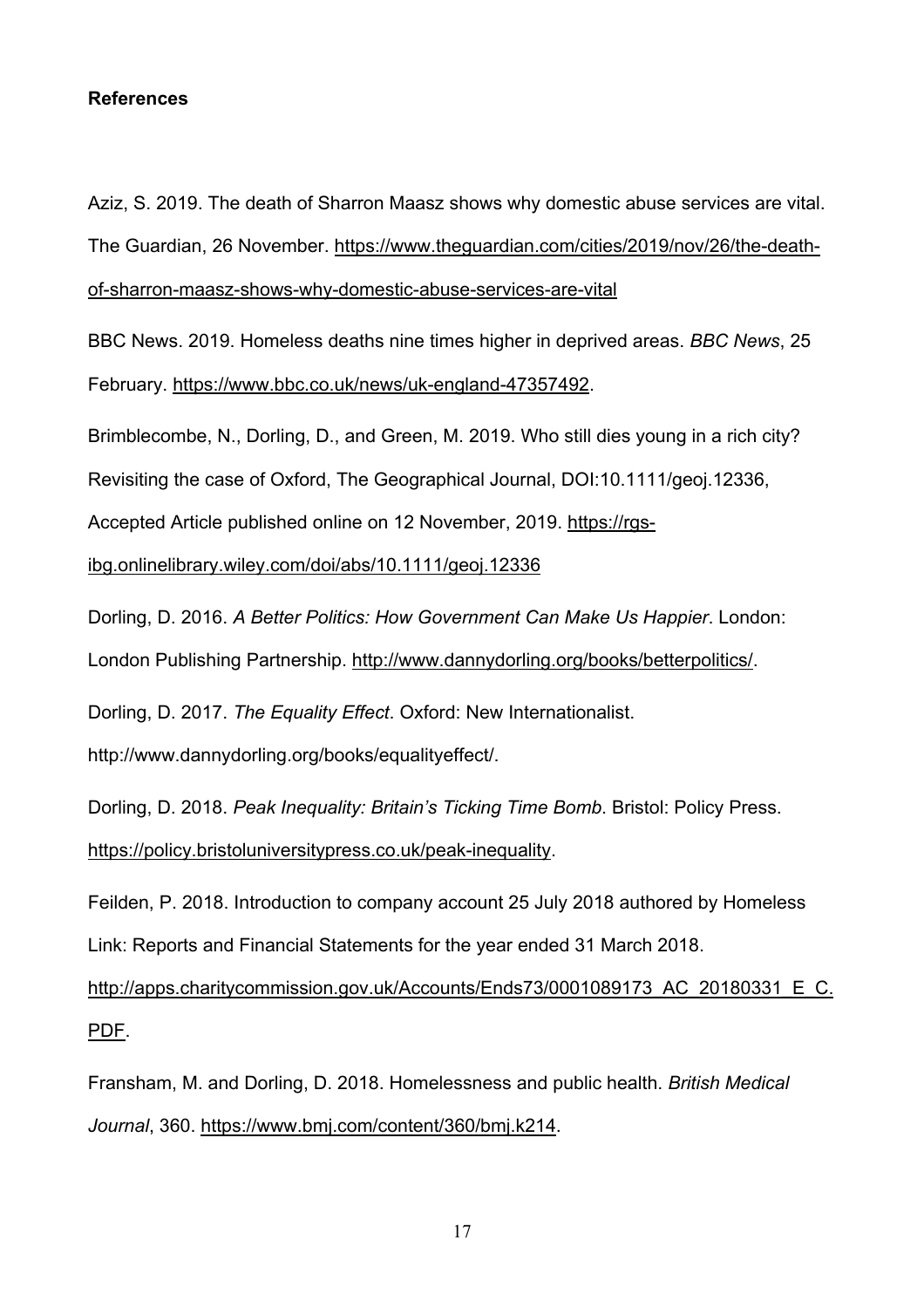**References**

Aziz, S. 2019. The death of Sharron Maasz shows why domestic abuse services are vital. The Guardian, 26 November. https://www.theguardian.com/cities/2019/nov/26/the-death-of-sharron-maasz-shows-why-domestic-abuse-services-are-vital

BBC News. 2019. Homeless deaths nine times higher in deprived areas. *BBC News*, 25 February. https://www.bbc.co.uk/news/uk-england-47357492.

Brimblecombe, N., Dorling, D., and Green, M. 2019. Who still dies young in a rich city? Revisiting the case of Oxford, The Geographical Journal, DOI:10.1111/geoj.12336, Accepted Article published online on 12 November, 2019. https://rgs-ibg.onlinelibrary.wiley.com/doi/abs/10.1111/geoj.12336

Dorling, D. 2016. *A Better Politics: How Government Can Make Us Happier*. London: London Publishing Partnership. http://www.dannydorling.org/books/betterpolitics/.

Dorling, D. 2017. *The Equality Effect*. Oxford: New Internationalist. http://www.dannydorling.org/books/equalityeffect/.

Dorling, D. 2018. *Peak Inequality: Britain's Ticking Time Bomb*. Bristol: Policy Press. https://policy.bristoluniversitypress.co.uk/peak-inequality.

Feilden, P. 2018. Introduction to company account 25 July 2018 authored by Homeless Link: Reports and Financial Statements for the year ended 31 March 2018. http://apps.charitycommission.gov.uk/Accounts/Ends73/0001089173_AC_20180331_E_C.PDF.

Fransham, M. and Dorling, D. 2018. Homelessness and public health. *British Medical Journal*, 360. https://www.bmj.com/content/360/bmj.k214.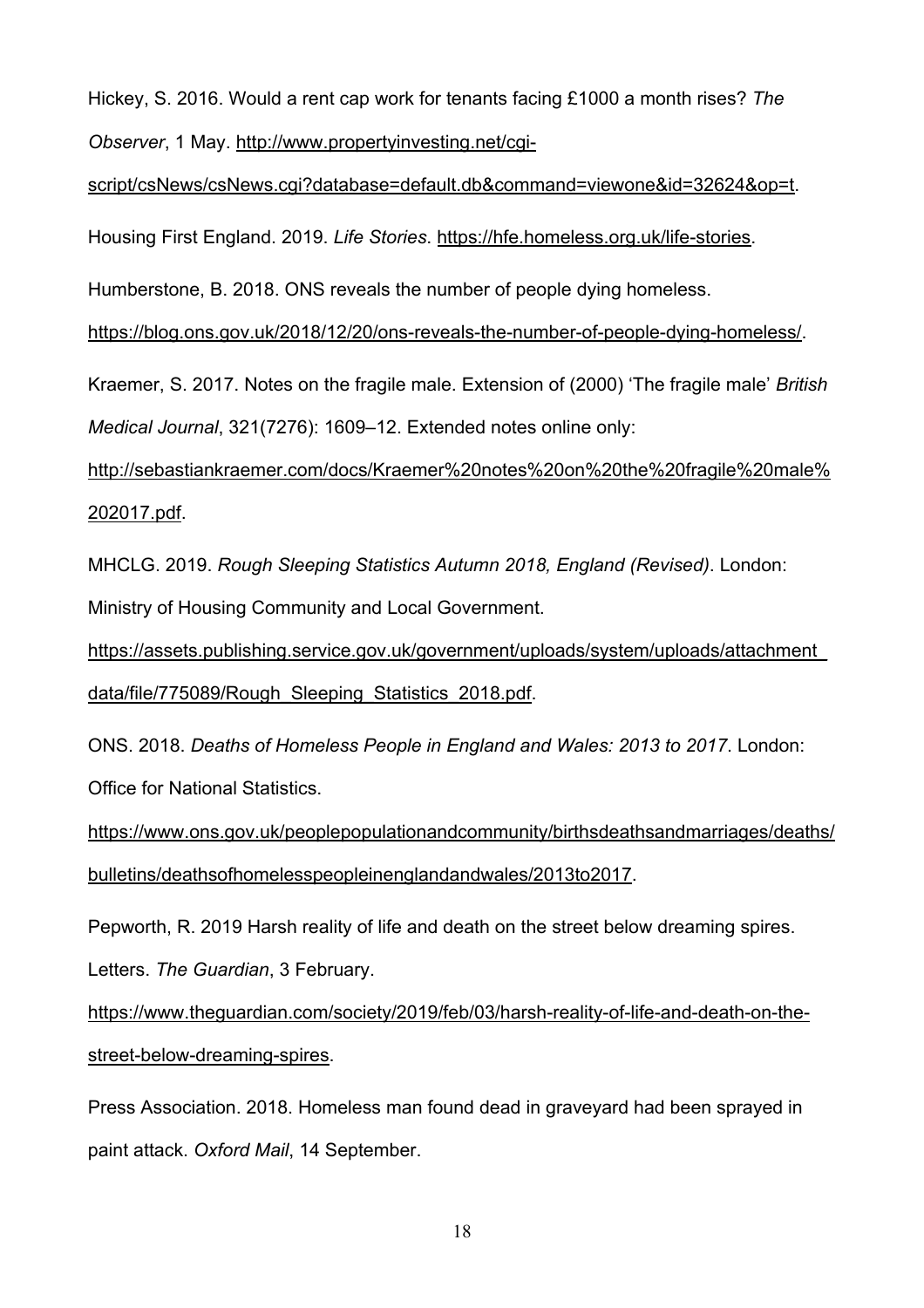Hickey, S. 2016. Would a rent cap work for tenants facing £1000 a month rises? *The Observer*, 1 May. http://www.propertyinvesting.net/cgi-script/csNews/csNews.cgi?database=default.db&command=viewone&id=32624&op=t.

Housing First England. 2019. *Life Stories*. https://hfe.homeless.org.uk/life-stories.

Humberstone, B. 2018. ONS reveals the number of people dying homeless. https://blog.ons.gov.uk/2018/12/20/ons-reveals-the-number-of-people-dying-homeless/.

Kraemer, S. 2017. Notes on the fragile male. Extension of (2000) 'The fragile male' *British Medical Journal*, 321(7276): 1609–12. Extended notes online only: http://sebastiankraemer.com/docs/Kraemer%20notes%20on%20the%20fragile%20male%202017.pdf.

MHCLG. 2019. *Rough Sleeping Statistics Autumn 2018, England (Revised)*. London: Ministry of Housing Community and Local Government. https://assets.publishing.service.gov.uk/government/uploads/system/uploads/attachment_data/file/775089/Rough_Sleeping_Statistics_2018.pdf.

ONS. 2018. *Deaths of Homeless People in England and Wales: 2013 to 2017*. London: Office for National Statistics. https://www.ons.gov.uk/peoplepopulationandcommunity/birthsdeathsandmarriages/deaths/bulletins/deathsofhomelesspeopleinenglandandwales/2013to2017.

Pepworth, R. 2019 Harsh reality of life and death on the street below dreaming spires. Letters. *The Guardian*, 3 February. https://www.theguardian.com/society/2019/feb/03/harsh-reality-of-life-and-death-on-the-street-below-dreaming-spires.

Press Association. 2018. Homeless man found dead in graveyard had been sprayed in paint attack. *Oxford Mail*, 14 September.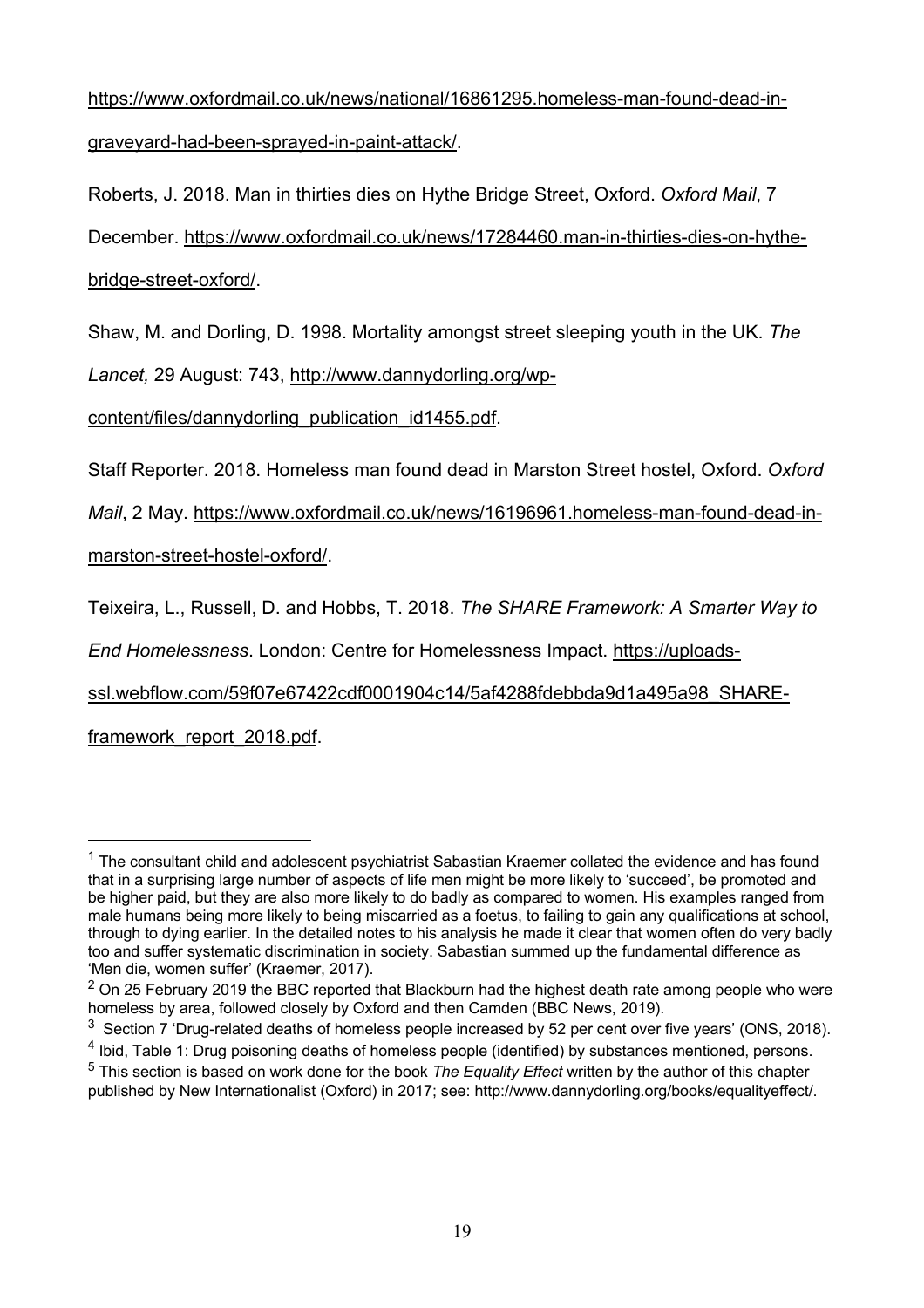https://www.oxfordmail.co.uk/news/national/16861295.homeless-man-found-dead-in-graveyard-had-been-sprayed-in-paint-attack/.

Roberts, J. 2018. Man in thirties dies on Hythe Bridge Street, Oxford. *Oxford Mail*, 7 December. https://www.oxfordmail.co.uk/news/17284460.man-in-thirties-dies-on-hythe-bridge-street-oxford/.

Shaw, M. and Dorling, D. 1998. Mortality amongst street sleeping youth in the UK. *The Lancet,* 29 August: 743, http://www.dannydorling.org/wp-content/files/dannydorling_publication_id1455.pdf.

Staff Reporter. 2018. Homeless man found dead in Marston Street hostel, Oxford. *Oxford Mail*, 2 May. https://www.oxfordmail.co.uk/news/16196961.homeless-man-found-dead-in-marston-street-hostel-oxford/.

Teixeira, L., Russell, D. and Hobbs, T. 2018. *The SHARE Framework: A Smarter Way to End Homelessness*. London: Centre for Homelessness Impact. https://uploads-ssl.webflow.com/59f07e67422cdf0001904c14/5af4288fdebbda9d1a495a98_SHARE-framework_report_2018.pdf.

---

[1] The consultant child and adolescent psychiatrist Sabastian Kraemer collated the evidence and has found that in a surprising large number of aspects of life men might be more likely to 'succeed', be promoted and be higher paid, but they are also more likely to do badly as compared to women. His examples ranged from male humans being more likely to being miscarried as a foetus, to failing to gain any qualifications at school, through to dying earlier. In the detailed notes to his analysis he made it clear that women often do very badly too and suffer systematic discrimination in society. Sabastian summed up the fundamental difference as 'Men die, women suffer' (Kraemer, 2017).

[2] On 25 February 2019 the BBC reported that Blackburn had the highest death rate among people who were homeless by area, followed closely by Oxford and then Camden (BBC News, 2019).

[3] Section 7 'Drug-related deaths of homeless people increased by 52 per cent over five years' (ONS, 2018).

[4] Ibid, Table 1: Drug poisoning deaths of homeless people (identified) by substances mentioned, persons.

[5] This section is based on work done for the book *The Equality Effect* written by the author of this chapter published by New Internationalist (Oxford) in 2017; see: http://www.dannydorling.org/books/equalityeffect/.